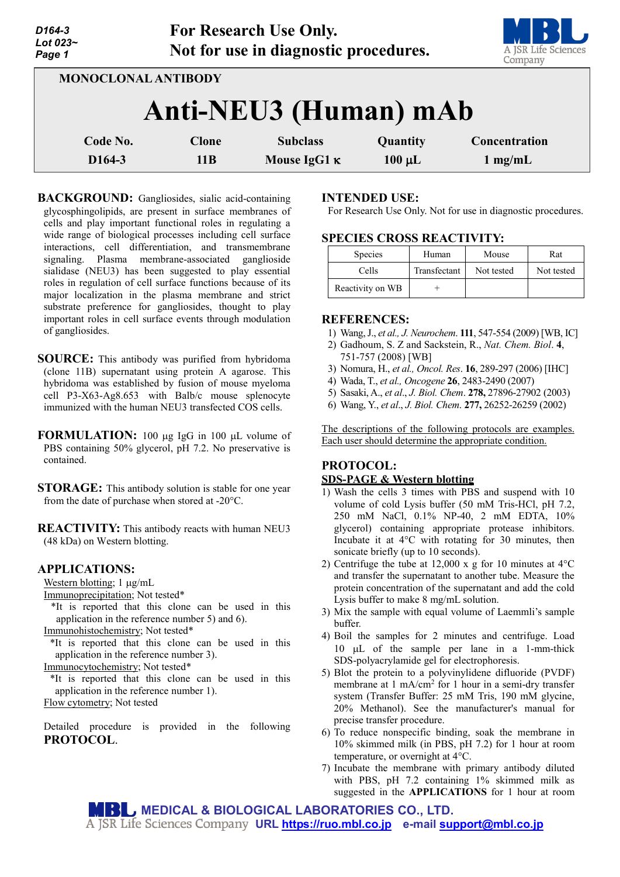For Research Use Only.
Not for use in diagnostic procedures.

**MONOCLONAL ANTIBODY**

# Anti-NEU3 (Human) mAb

| Code No. | Clone | Subclass | Quantity | Concentration |
|---|---|---|---|---|
| D164-3 | 11B | Mouse IgG1 κ | 100 μL | 1 mg/mL |

**BACKGROUND:** Gangliosides, sialic acid-containing glycosphingolipids, are present in surface membranes of cells and play important functional roles in regulating a wide range of biological processes including cell surface interactions, cell differentiation, and transmembrane signaling. Plasma membrane-associated ganglioside sialidase (NEU3) has been suggested to play essential roles in regulation of cell surface functions because of its major localization in the plasma membrane and strict substrate preference for gangliosides, thought to play important roles in cell surface events through modulation of gangliosides.

**SOURCE:** This antibody was purified from hybridoma (clone 11B) supernatant using protein A agarose. This hybridoma was established by fusion of mouse myeloma cell P3-X63-Ag8.653 with Balb/c mouse splenocyte immunized with the human NEU3 transfected COS cells.

**FORMULATION:** 100 μg IgG in 100 μL volume of PBS containing 50% glycerol, pH 7.2. No preservative is contained.

**STORAGE:** This antibody solution is stable for one year from the date of purchase when stored at -20°C.

**REACTIVITY:** This antibody reacts with human NEU3 (48 kDa) on Western blotting.

**APPLICATIONS:**

Western blotting; 1 μg/mL

Immunoprecipitation; Not tested*

*It is reported that this clone can be used in this application in the reference number 5) and 6).

Immunohistochemistry; Not tested*

*It is reported that this clone can be used in this application in the reference number 3).

Immunocytochemistry; Not tested*

*It is reported that this clone can be used in this application in the reference number 1).

Flow cytometry; Not tested

Detailed procedure is provided in the following **PROTOCOL**.

**INTENDED USE:**

For Research Use Only. Not for use in diagnostic procedures.

**SPECIES CROSS REACTIVITY:**

| Species | Human | Mouse | Rat |
|---|---|---|---|
| Cells | Transfectant | Not tested | Not tested |
| Reactivity on WB | + | | |

**REFERENCES:**

1) Wang, J., *et al., J. Neurochem*. **111**, 547-554 (2009) [WB, IC]
2) Gadhoum, S. Z and Sackstein, R., *Nat. Chem. Biol*. **4**, 751-757 (2008) [WB]
3) Nomura, H., *et al., Oncol. Res*. **16**, 289-297 (2006) [IHC]
4) Wada, T., *et al., Oncogene* **26**, 2483-2490 (2007)
5) Sasaki, A., *et al., J. Biol. Chem*. **278,** 27896-27902 (2003)
6) Wang, Y., *et al., J. Biol. Chem*. **277,** 26252-26259 (2002)

The descriptions of the following protocols are examples. Each user should determine the appropriate condition.

**PROTOCOL:**

**SDS-PAGE & Western blotting**

1) Wash the cells 3 times with PBS and suspend with 10 volume of cold Lysis buffer (50 mM Tris-HCl, pH 7.2, 250 mM NaCl, 0.1% NP-40, 2 mM EDTA, 10% glycerol) containing appropriate protease inhibitors. Incubate it at 4°C with rotating for 30 minutes, then sonicate briefly (up to 10 seconds).
2) Centrifuge the tube at 12,000 x g for 10 minutes at 4°C and transfer the supernatant to another tube. Measure the protein concentration of the supernatant and add the cold Lysis buffer to make 8 mg/mL solution.
3) Mix the sample with equal volume of Laemmli's sample buffer.
4) Boil the samples for 2 minutes and centrifuge. Load 10 μL of the sample per lane in a 1-mm-thick SDS-polyacrylamide gel for electrophoresis.
5) Blot the protein to a polyvinylidene difluoride (PVDF) membrane at 1 mA/cm$^2$ for 1 hour in a semi-dry transfer system (Transfer Buffer: 25 mM Tris, 190 mM glycine, 20% Methanol). See the manufacturer's manual for precise transfer procedure.
6) To reduce nonspecific binding, soak the membrane in 10% skimmed milk (in PBS, pH 7.2) for 1 hour at room temperature, or overnight at 4°C.
7) Incubate the membrane with primary antibody diluted with PBS, pH 7.2 containing 1% skimmed milk as suggested in the **APPLICATIONS** for 1 hour at room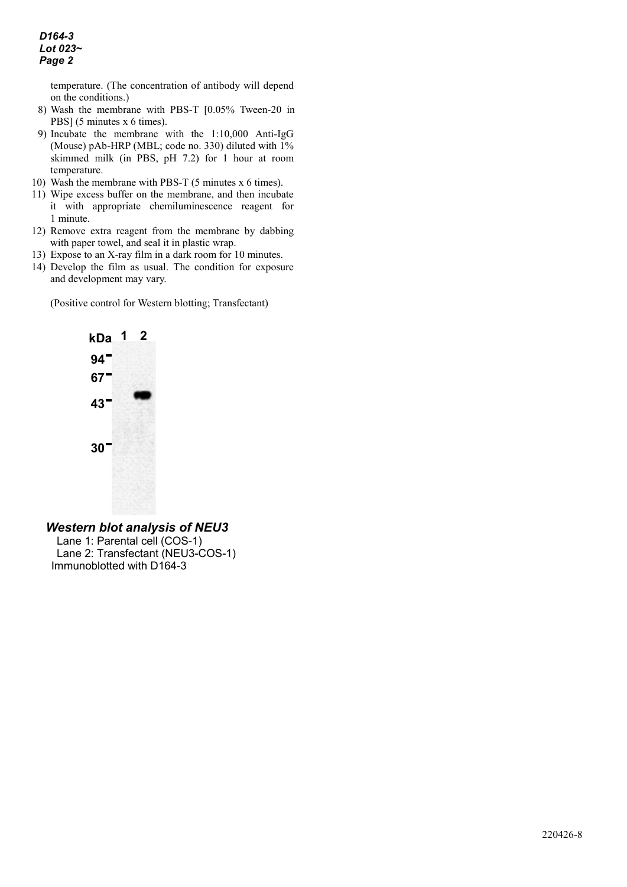temperature. (The concentration of antibody will depend on the conditions.)

8) Wash the membrane with PBS-T [0.05% Tween-20 in PBS] (5 minutes x 6 times).
9) Incubate the membrane with the 1:10,000 Anti-IgG (Mouse) pAb-HRP (MBL; code no. 330) diluted with 1% skimmed milk (in PBS, pH 7.2) for 1 hour at room temperature.
10) Wash the membrane with PBS-T (5 minutes x 6 times).
11) Wipe excess buffer on the membrane, and then incubate it with appropriate chemiluminescence reagent for 1 minute.
12) Remove extra reagent from the membrane by dabbing with paper towel, and seal it in plastic wrap.
13) Expose to an X-ray film in a dark room for 10 minutes.
14) Develop the film as usual. The condition for exposure and development may vary.

(Positive control for Western blotting; Transfectant)

kDa 1 2

94

67

43

30

***Western blot analysis of NEU3***

Lane 1: Parental cell (COS-1)
Lane 2: Transfectant (NEU3-COS-1)
Immunoblotted with D164-3

220426-8